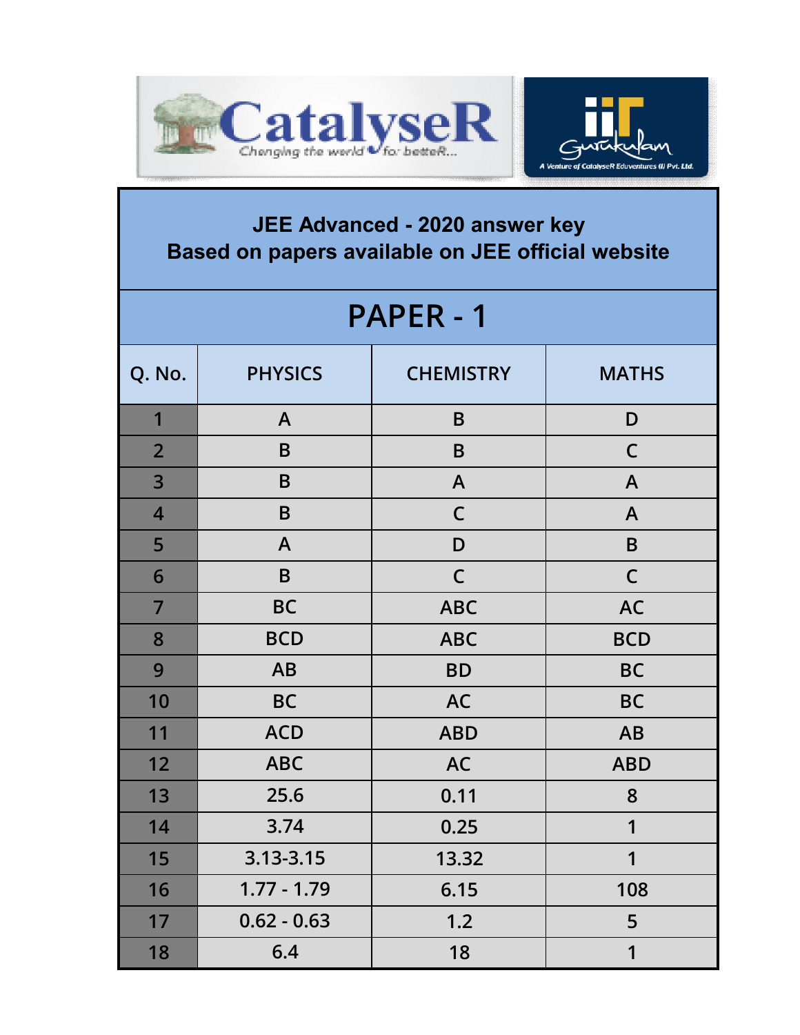CatalyseR — Changing the world for betteR...

iiT Gurukulam — A Venture of CatalyseR Eduventures (I) Pvt. Ltd.

## JEE Advanced - 2020 answer key
## Based on papers available on JEE official website

# PAPER - 1

| Q. No. | PHYSICS | CHEMISTRY | MATHS |
|---|---|---|---|
| 1 | A | B | D |
| 2 | B | B | C |
| 3 | B | A | A |
| 4 | B | C | A |
| 5 | A | D | B |
| 6 | B | C | C |
| 7 | BC | ABC | AC |
| 8 | BCD | ABC | BCD |
| 9 | AB | BD | BC |
| 10 | BC | AC | BC |
| 11 | ACD | ABD | AB |
| 12 | ABC | AC | ABD |
| 13 | 25.6 | 0.11 | 8 |
| 14 | 3.74 | 0.25 | 1 |
| 15 | 3.13-3.15 | 13.32 | 1 |
| 16 | 1.77 - 1.79 | 6.15 | 108 |
| 17 | 0.62 - 0.63 | 1.2 | 5 |
| 18 | 6.4 | 18 | 1 |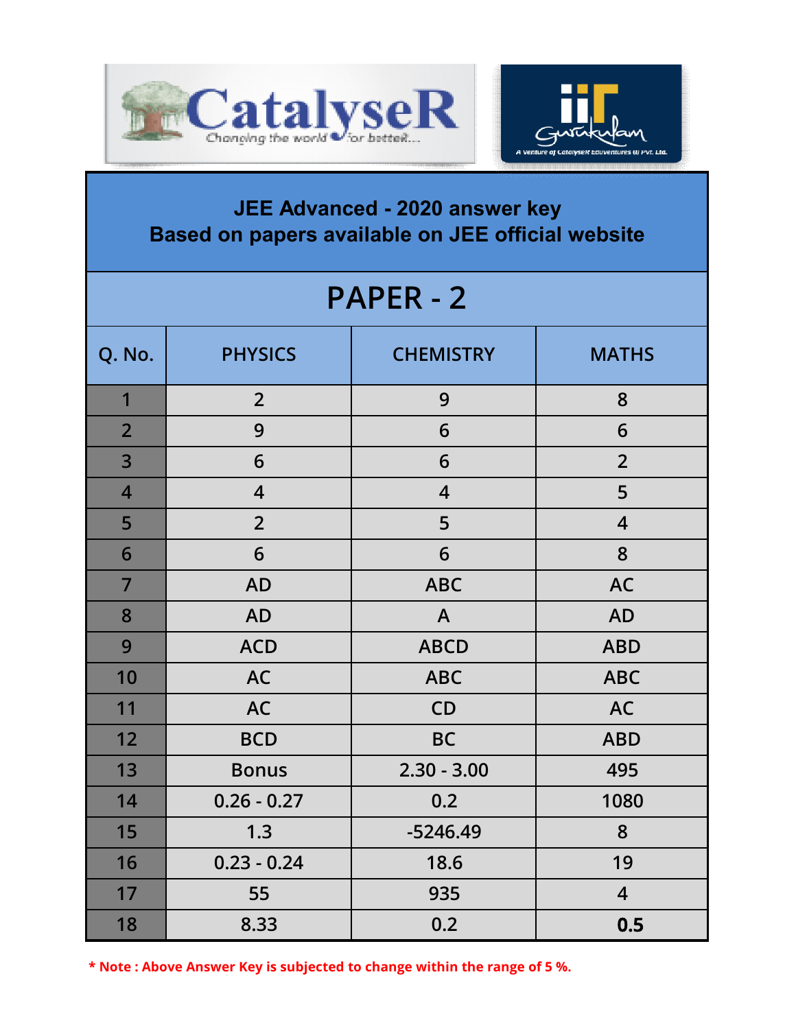CatalyseR

Changing the world for better...

iit Gurukulam

A Venture of CatalyseR Eduventures (I) Pvt. Ltd.

**JEE Advanced - 2020 answer key**
**Based on papers available on JEE official website**

## PAPER - 2

| Q. No. | PHYSICS | CHEMISTRY | MATHS |
|---|---|---|---|
| 1 | 2 | 9 | 8 |
| 2 | 9 | 6 | 6 |
| 3 | 6 | 6 | 2 |
| 4 | 4 | 4 | 5 |
| 5 | 2 | 5 | 4 |
| 6 | 6 | 6 | 8 |
| 7 | AD | ABC | AC |
| 8 | AD | A | AD |
| 9 | ACD | ABCD | ABD |
| 10 | AC | ABC | ABC |
| 11 | AC | CD | AC |
| 12 | BCD | BC | ABD |
| 13 | Bonus | 2.30 - 3.00 | 495 |
| 14 | 0.26 - 0.27 | 0.2 | 1080 |
| 15 | 1.3 | -5246.49 | 8 |
| 16 | 0.23 - 0.24 | 18.6 | 19 |
| 17 | 55 | 935 | 4 |
| 18 | 8.33 | 0.2 | **0.5** |

**\* Note : Above Answer Key is subjected to change within the range of 5 %.**